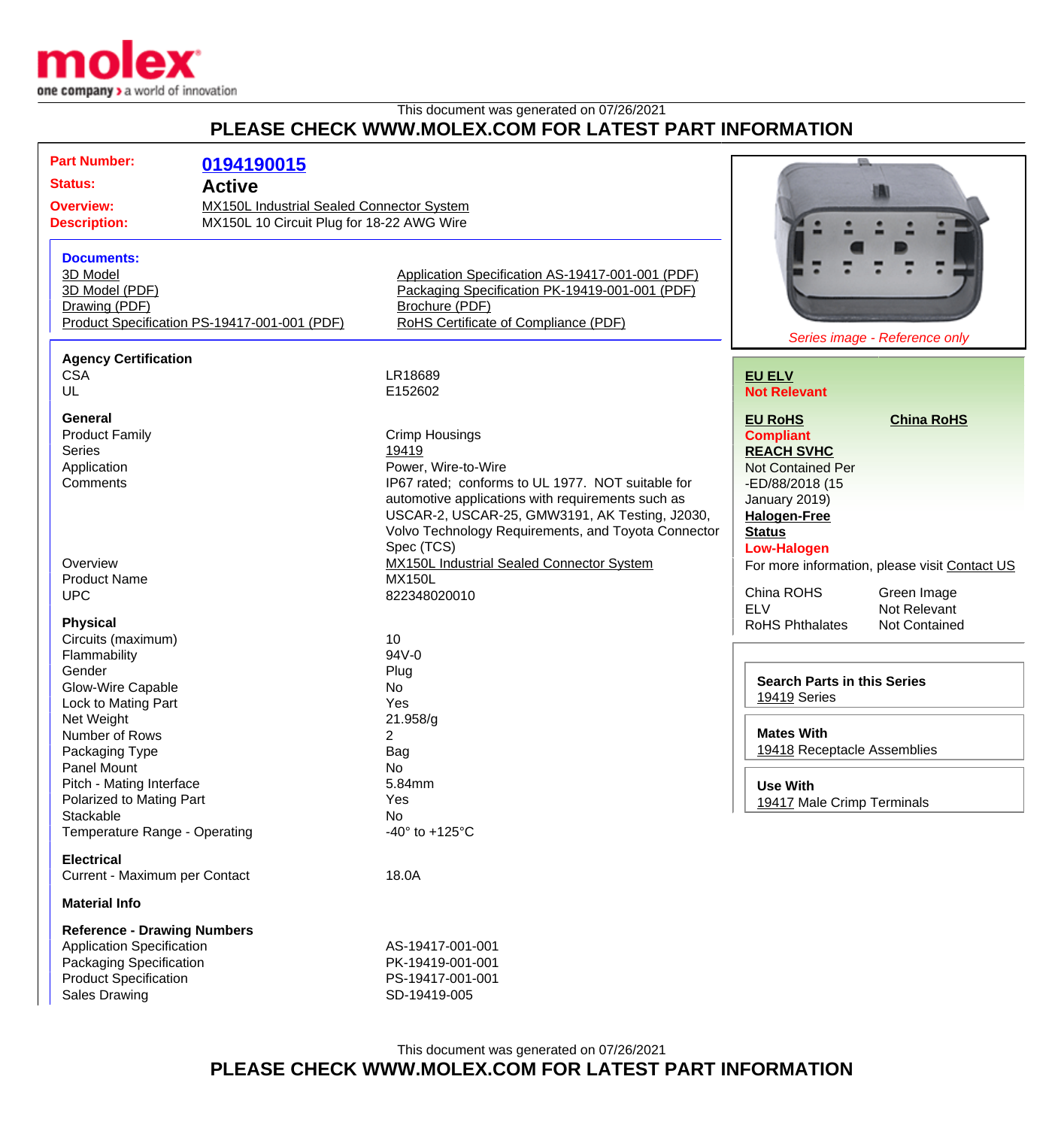This document was generated on 07/26/2021

# PLEASE CHECK WWW.MOLEX.COM FOR LATEST PART INFORMATION

| | |
|---|---|
| **Part Number:** | **0194190015** |
| **Status:** | **Active** |
| **Overview:** | MX150L Industrial Sealed Connector System |
| **Description:** | MX150L 10 Circuit Plug for 18-22 AWG Wire |

**Documents:**

- 3D Model
- 3D Model (PDF)
- Drawing (PDF)
- Product Specification PS-19417-001-001 (PDF)
- Application Specification AS-19417-001-001 (PDF)
- Packaging Specification PK-19419-001-001 (PDF)
- Brochure (PDF)
- RoHS Certificate of Compliance (PDF)

*Series image - Reference only*

**EU ELV**
**Not Relevant**

**EU RoHS** — **Compliant**

**China RoHS**

**REACH SVHC**
Not Contained Per -ED/88/2018 (15 January 2019)

**Halogen-Free Status**
**Low-Halogen**

For more information, please visit Contact US

| | |
|---|---|
| China ROHS | Green Image |
| ELV | Not Relevant |
| RoHS Phthalates | Not Contained |

**Agency Certification**

| | |
|---|---|
| CSA | LR18689 |
| UL | E152602 |

**General**

| | |
|---|---|
| Product Family | Crimp Housings |
| Series | 19419 |
| Application | Power, Wire-to-Wire |
| Comments | IP67 rated; conforms to UL 1977. NOT suitable for automotive applications with requirements such as USCAR-2, USCAR-25, GMW3191, AK Testing, J2030, Volvo Technology Requirements, and Toyota Connector Spec (TCS) |
| Overview | MX150L Industrial Sealed Connector System |
| Product Name | MX150L |
| UPC | 822348020010 |

**Physical**

| | |
|---|---|
| Circuits (maximum) | 10 |
| Flammability | 94V-0 |
| Gender | Plug |
| Glow-Wire Capable | No |
| Lock to Mating Part | Yes |
| Net Weight | 21.958/g |
| Number of Rows | 2 |
| Packaging Type | Bag |
| Panel Mount | No |
| Pitch - Mating Interface | 5.84mm |
| Polarized to Mating Part | Yes |
| Stackable | No |
| Temperature Range - Operating | -40° to +125°C |

**Electrical**

| | |
|---|---|
| Current - Maximum per Contact | 18.0A |

**Material Info**

**Reference - Drawing Numbers**

| | |
|---|---|
| Application Specification | AS-19417-001-001 |
| Packaging Specification | PK-19419-001-001 |
| Product Specification | PS-19417-001-001 |
| Sales Drawing | SD-19419-005 |

**Search Parts in this Series**
19419 Series

**Mates With**
19418 Receptacle Assemblies

**Use With**
19417 Male Crimp Terminals

This document was generated on 07/26/2021

# PLEASE CHECK WWW.MOLEX.COM FOR LATEST PART INFORMATION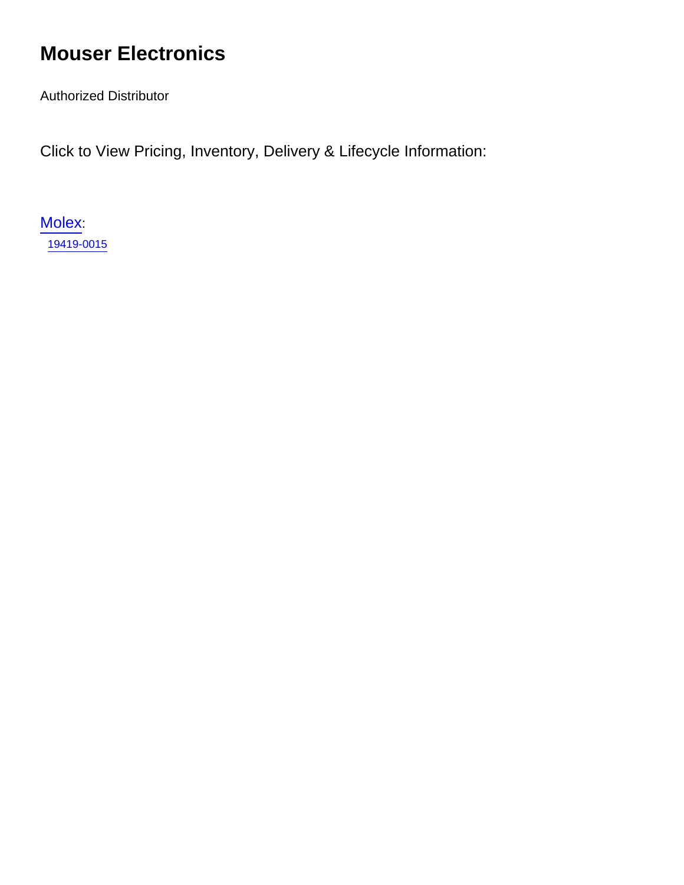# Mouser Electronics

Authorized Distributor

Click to View Pricing, Inventory, Delivery & Lifecycle Information:

Molex:

19419-0015